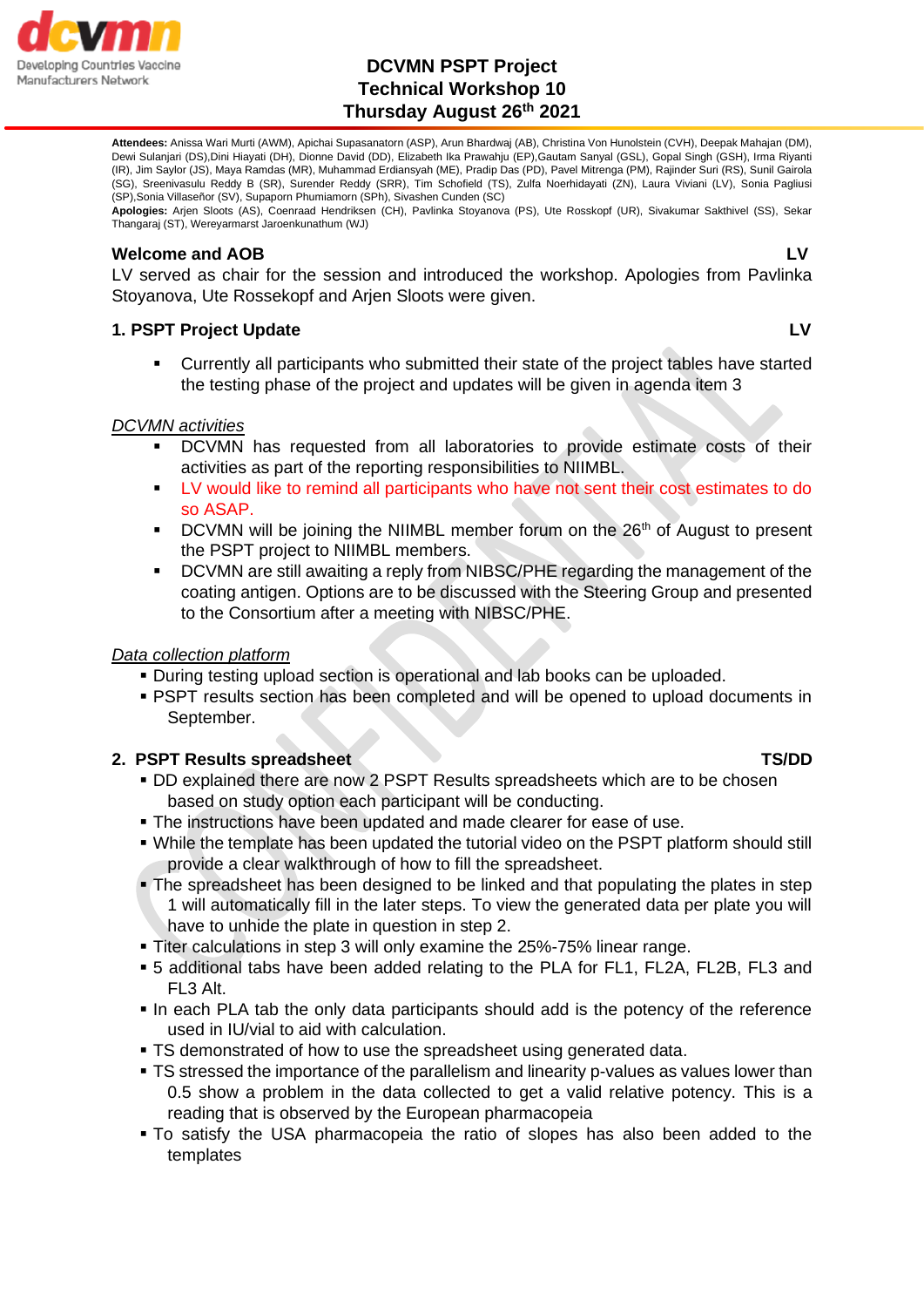# DCVMN PSPT Project
# Technical Workshop 10
# Thursday August 26th 2021

**Attendees:** Anissa Wari Murti (AWM), Apichai Supasanatorn (ASP), Arun Bhardwaj (AB), Christina Von Hunolstein (CVH), Deepak Mahajan (DM), Dewi Sulanjari (DS),Dini Hiayati (DH), Dionne David (DD), Elizabeth Ika Prawahju (EP),Gautam Sanyal (GSL), Gopal Singh (GSH), Irma Riyanti (IR), Jim Saylor (JS), Maya Ramdas (MR), Muhammad Erdiansyah (ME), Pradip Das (PD), Pavel Mitrenga (PM), Rajinder Suri (RS), Sunil Gairola (SG), Sreenivasulu Reddy B (SR), Surender Reddy (SRR), Tim Schofield (TS), Zulfa Noerhidayati (ZN), Laura Viviani (LV), Sonia Pagliusi (SP),Sonia Villaseñor (SV), Supaporn Phumiamorn (SPh), Sivashen Cunden (SC)

**Apologies:** Arjen Sloots (AS), Coenraad Hendriksen (CH), Pavlinka Stoyanova (PS), Ute Rosskopf (UR), Sivakumar Sakthivel (SS), Sekar Thangaraj (ST), Wereyarmarst Jaroenkunathum (WJ)

## Welcome and AOB — LV

LV served as chair for the session and introduced the workshop. Apologies from Pavlinka Stoyanova, Ute Rossekopf and Arjen Sloots were given.

## 1. PSPT Project Update — LV

- Currently all participants who submitted their state of the project tables have started the testing phase of the project and updates will be given in agenda item 3

*DCVMN activities*

- DCVMN has requested from all laboratories to provide estimate costs of their activities as part of the reporting responsibilities to NIIMBL.
- LV would like to remind all participants who have not sent their cost estimates to do so ASAP.
- DCVMN will be joining the NIIMBL member forum on the 26th of August to present the PSPT project to NIIMBL members.
- DCVMN are still awaiting a reply from NIBSC/PHE regarding the management of the coating antigen. Options are to be discussed with the Steering Group and presented to the Consortium after a meeting with NIBSC/PHE.

*Data collection platform*

- During testing upload section is operational and lab books can be uploaded.
- PSPT results section has been completed and will be opened to upload documents in September.

## 2. PSPT Results spreadsheet — TS/DD

- DD explained there are now 2 PSPT Results spreadsheets which are to be chosen based on study option each participant will be conducting.
- The instructions have been updated and made clearer for ease of use.
- While the template has been updated the tutorial video on the PSPT platform should still provide a clear walkthrough of how to fill the spreadsheet.
- The spreadsheet has been designed to be linked and that populating the plates in step 1 will automatically fill in the later steps. To view the generated data per plate you will have to unhide the plate in question in step 2.
- Titer calculations in step 3 will only examine the 25%-75% linear range.
- 5 additional tabs have been added relating to the PLA for FL1, FL2A, FL2B, FL3 and FL3 Alt.
- In each PLA tab the only data participants should add is the potency of the reference used in IU/vial to aid with calculation.
- TS demonstrated of how to use the spreadsheet using generated data.
- TS stressed the importance of the parallelism and linearity p-values as values lower than 0.5 show a problem in the data collected to get a valid relative potency. This is a reading that is observed by the European pharmacopeia
- To satisfy the USA pharmacopeia the ratio of slopes has also been added to the templates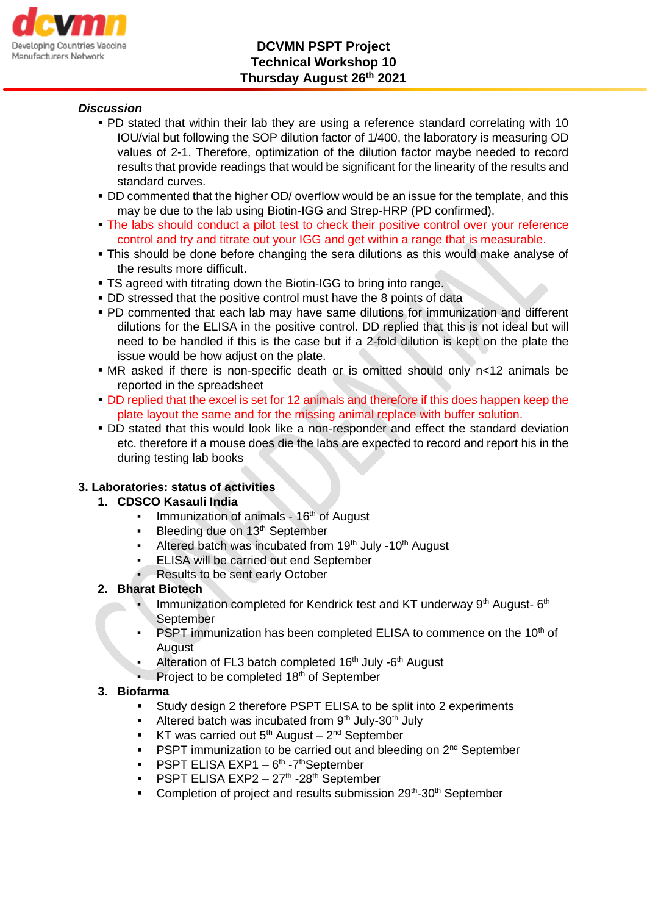*Discussion*

- PD stated that within their lab they are using a reference standard correlating with 10 IOU/vial but following the SOP dilution factor of 1/400, the laboratory is measuring OD values of 2-1. Therefore, optimization of the dilution factor maybe needed to record results that provide readings that would be significant for the linearity of the results and standard curves.
- DD commented that the higher OD/ overflow would be an issue for the template, and this may be due to the lab using Biotin-IGG and Strep-HRP (PD confirmed).
- The labs should conduct a pilot test to check their positive control over your reference control and try and titrate out your IGG and get within a range that is measurable.
- This should be done before changing the sera dilutions as this would make analyse of the results more difficult.
- TS agreed with titrating down the Biotin-IGG to bring into range.
- DD stressed that the positive control must have the 8 points of data
- PD commented that each lab may have same dilutions for immunization and different dilutions for the ELISA in the positive control. DD replied that this is not ideal but will need to be handled if this is the case but if a 2-fold dilution is kept on the plate the issue would be how adjust on the plate.
- MR asked if there is non-specific death or is omitted should only n<12 animals be reported in the spreadsheet
- DD replied that the excel is set for 12 animals and therefore if this does happen keep the plate layout the same and for the missing animal replace with buffer solution.
- DD stated that this would look like a non-responder and effect the standard deviation etc. therefore if a mouse does die the labs are expected to record and report his in the during testing lab books

**3. Laboratories: status of activities**

1. **CDSCO Kasauli India**
   - Immunization of animals - 16th of August
   - Bleeding due on 13th September
   - Altered batch was incubated from 19th July -10th August
   - ELISA will be carried out end September
   - Results to be sent early October
2. **Bharat Biotech**
   - Immunization completed for Kendrick test and KT underway 9th August- 6th September
   - PSPT immunization has been completed ELISA to commence on the 10th of August
   - Alteration of FL3 batch completed 16th July -6th August
   - Project to be completed 18th of September
3. **Biofarma**
   - Study design 2 therefore PSPT ELISA to be split into 2 experiments
   - Altered batch was incubated from 9th July-30th July
   - KT was carried out 5th August – 2nd September
   - PSPT immunization to be carried out and bleeding on 2nd September
   - PSPT ELISA EXP1 – 6th -7th September
   - PSPT ELISA EXP2 – 27th -28th September
   - Completion of project and results submission 29th-30th September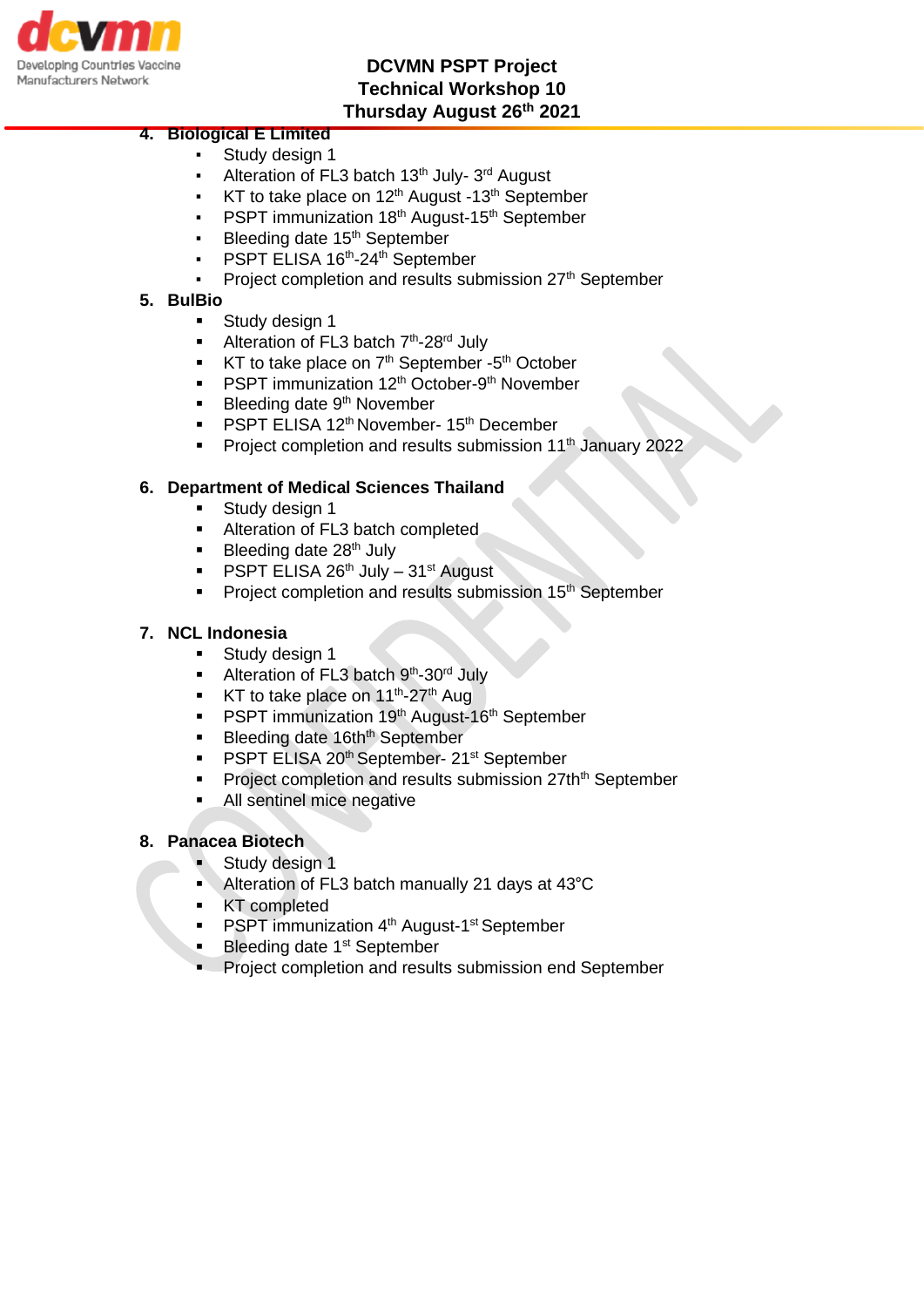4. **Biological E Limited**
    - Study design 1
    - Alteration of FL3 batch 13th July- 3rd August
    - KT to take place on 12th August -13th September
    - PSPT immunization 18th August-15th September
    - Bleeding date 15th September
    - PSPT ELISA 16th-24th September
    - Project completion and results submission 27th September
5. **BulBio**
    - Study design 1
    - Alteration of FL3 batch 7th-28rd July
    - KT to take place on 7th September -5th October
    - PSPT immunization 12th October-9th November
    - Bleeding date 9th November
    - PSPT ELISA 12th November- 15th December
    - Project completion and results submission 11th January 2022

6. **Department of Medical Sciences Thailand**
    - Study design 1
    - Alteration of FL3 batch completed
    - Bleeding date 28th July
    - PSPT ELISA 26th July – 31st August
    - Project completion and results submission 15th September

7. **NCL Indonesia**
    - Study design 1
    - Alteration of FL3 batch 9th-30rd July
    - KT to take place on 11th-27th Aug
    - PSPT immunization 19th August-16th September
    - Bleeding date 16thth September
    - PSPT ELISA 20th September- 21st September
    - Project completion and results submission 27thth September
    - All sentinel mice negative

8. **Panacea Biotech**
    - Study design 1
    - Alteration of FL3 batch manually 21 days at 43°C
    - KT completed
    - PSPT immunization 4th August-1st September
    - Bleeding date 1st September
    - Project completion and results submission end September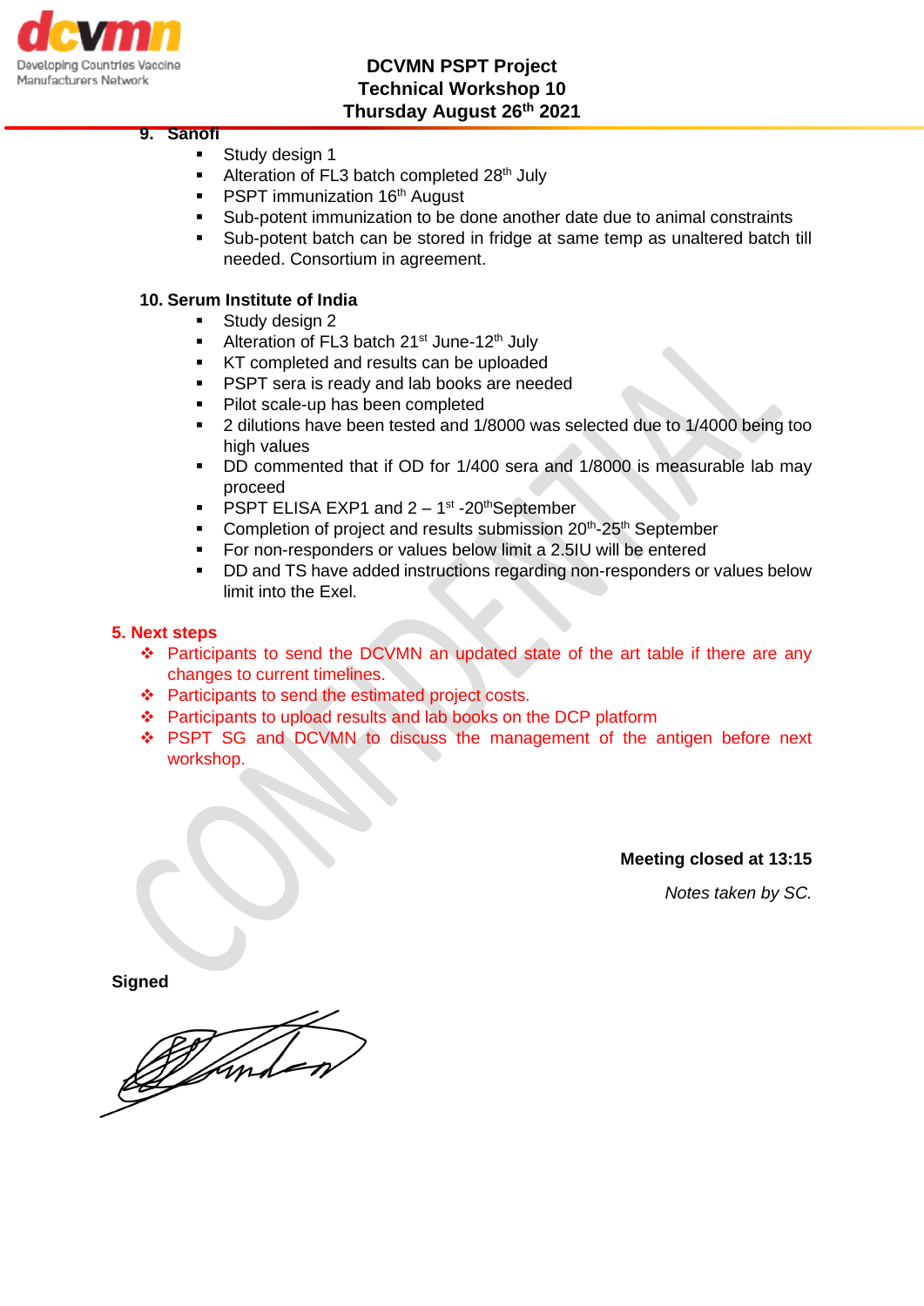**9. Sanofi**

- Study design 1
- Alteration of FL3 batch completed 28th July
- PSPT immunization 16th August
- Sub-potent immunization to be done another date due to animal constraints
- Sub-potent batch can be stored in fridge at same temp as unaltered batch till needed. Consortium in agreement.

**10. Serum Institute of India**

- Study design 2
- Alteration of FL3 batch 21st June-12th July
- KT completed and results can be uploaded
- PSPT sera is ready and lab books are needed
- Pilot scale-up has been completed
- 2 dilutions have been tested and 1/8000 was selected due to 1/4000 being too high values
- DD commented that if OD for 1/400 sera and 1/8000 is measurable lab may proceed
- PSPT ELISA EXP1 and 2 – 1st -20thSeptember
- Completion of project and results submission 20th-25th September
- For non-responders or values below limit a 2.5IU will be entered
- DD and TS have added instructions regarding non-responders or values below limit into the Exel.

## 5. Next steps

- Participants to send the DCVMN an updated state of the art table if there are any changes to current timelines.
- Participants to send the estimated project costs.
- Participants to upload results and lab books on the DCP platform
- PSPT SG and DCVMN to discuss the management of the antigen before next workshop.

**Meeting closed at 13:15**

*Notes taken by SC.*

**Signed**